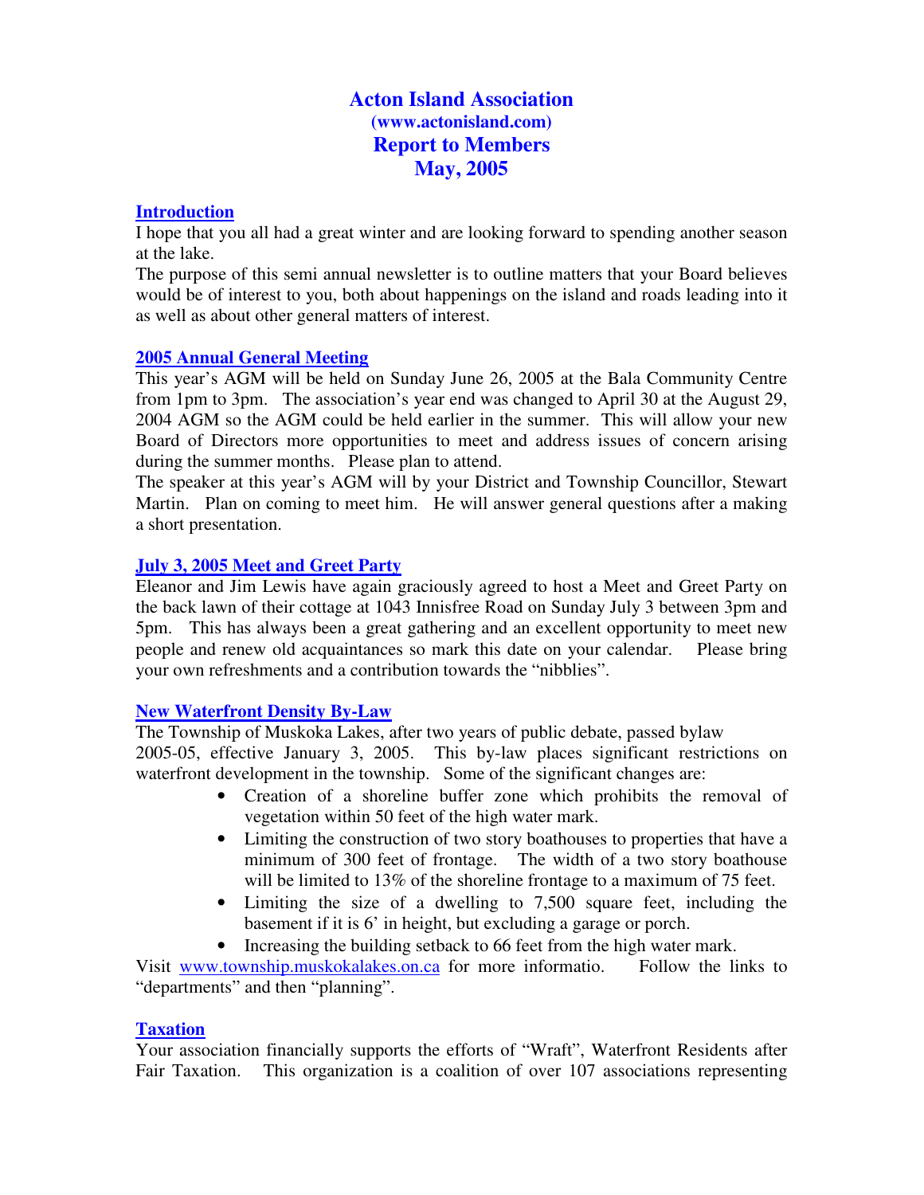# Acton Island Association
**(www.actonisland.com)**
## Report to Members
## May, 2005

## Introduction

I hope that you all had a great winter and are looking forward to spending another season at the lake.

The purpose of this semi annual newsletter is to outline matters that your Board believes would be of interest to you, both about happenings on the island and roads leading into it as well as about other general matters of interest.

## 2005 Annual General Meeting

This year's AGM will be held on Sunday June 26, 2005 at the Bala Community Centre from 1pm to 3pm. The association's year end was changed to April 30 at the August 29, 2004 AGM so the AGM could be held earlier in the summer. This will allow your new Board of Directors more opportunities to meet and address issues of concern arising during the summer months. Please plan to attend.

The speaker at this year's AGM will by your District and Township Councillor, Stewart Martin. Plan on coming to meet him. He will answer general questions after a making a short presentation.

## July 3, 2005 Meet and Greet Party

Eleanor and Jim Lewis have again graciously agreed to host a Meet and Greet Party on the back lawn of their cottage at 1043 Innisfree Road on Sunday July 3 between 3pm and 5pm. This has always been a great gathering and an excellent opportunity to meet new people and renew old acquaintances so mark this date on your calendar. Please bring your own refreshments and a contribution towards the "nibblies".

## New Waterfront Density By-Law

The Township of Muskoka Lakes, after two years of public debate, passed bylaw 2005-05, effective January 3, 2005. This by-law places significant restrictions on waterfront development in the township. Some of the significant changes are:

- Creation of a shoreline buffer zone which prohibits the removal of vegetation within 50 feet of the high water mark.
- Limiting the construction of two story boathouses to properties that have a minimum of 300 feet of frontage. The width of a two story boathouse will be limited to 13% of the shoreline frontage to a maximum of 75 feet.
- Limiting the size of a dwelling to 7,500 square feet, including the basement if it is 6' in height, but excluding a garage or porch.
- Increasing the building setback to 66 feet from the high water mark.

Visit www.township.muskokalakes.on.ca for more informatio. Follow the links to "departments" and then "planning".

## Taxation

Your association financially supports the efforts of "Wraft", Waterfront Residents after Fair Taxation. This organization is a coalition of over 107 associations representing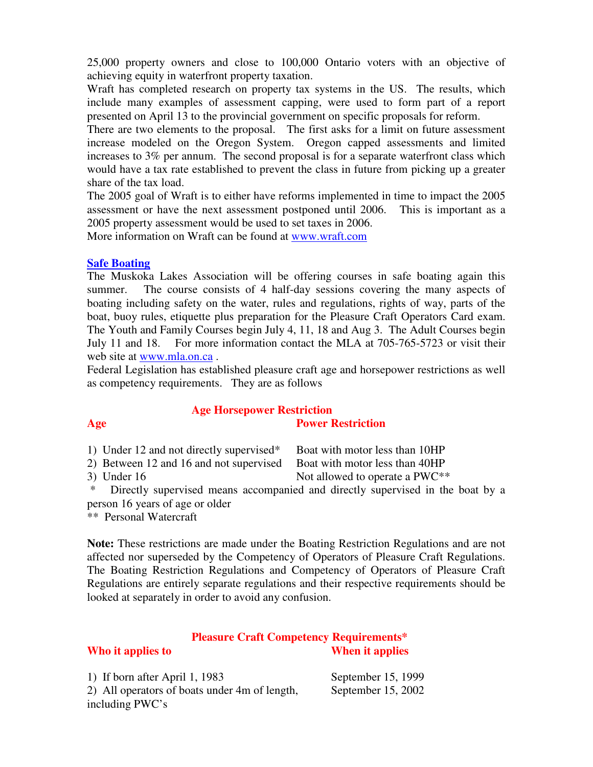25,000 property owners and close to 100,000 Ontario voters with an objective of achieving equity in waterfront property taxation.

Wraft has completed research on property tax systems in the US. The results, which include many examples of assessment capping, were used to form part of a report presented on April 13 to the provincial government on specific proposals for reform.

There are two elements to the proposal. The first asks for a limit on future assessment increase modeled on the Oregon System. Oregon capped assessments and limited increases to 3% per annum. The second proposal is for a separate waterfront class which would have a tax rate established to prevent the class in future from picking up a greater share of the tax load.

The 2005 goal of Wraft is to either have reforms implemented in time to impact the 2005 assessment or have the next assessment postponed until 2006. This is important as a 2005 property assessment would be used to set taxes in 2006.

More information on Wraft can be found at [www.wraft.com](http://www.wraft.com)

## Safe Boating

The Muskoka Lakes Association will be offering courses in safe boating again this summer. The course consists of 4 half-day sessions covering the many aspects of boating including safety on the water, rules and regulations, rights of way, parts of the boat, buoy rules, etiquette plus preparation for the Pleasure Craft Operators Card exam. The Youth and Family Courses begin July 4, 11, 18 and Aug 3. The Adult Courses begin July 11 and 18. For more information contact the MLA at 705-765-5723 or visit their web site at [www.mla.on.ca](http://www.mla.on.ca) .

Federal Legislation has established pleasure craft age and horsepower restrictions as well as competency requirements. They are as follows

**Age Horsepower Restriction**

| Age | Power Restriction |
|---|---|
| 1) Under 12 and not directly supervised* | Boat with motor less than 10HP |
| 2) Between 12 and 16 and not supervised | Boat with motor less than 40HP |
| 3) Under 16 | Not allowed to operate a PWC** |

\* Directly supervised means accompanied and directly supervised in the boat by a person 16 years of age or older

** Personal Watercraft

**Note:** These restrictions are made under the Boating Restriction Regulations and are not affected nor superseded by the Competency of Operators of Pleasure Craft Regulations. The Boating Restriction Regulations and Competency of Operators of Pleasure Craft Regulations are entirely separate regulations and their respective requirements should be looked at separately in order to avoid any confusion.

**Pleasure Craft Competency Requirements***

| Who it applies to | When it applies |
|---|---|
| 1) If born after April 1, 1983 | September 15, 1999 |
| 2) All operators of boats under 4m of length, including PWC's | September 15, 2002 |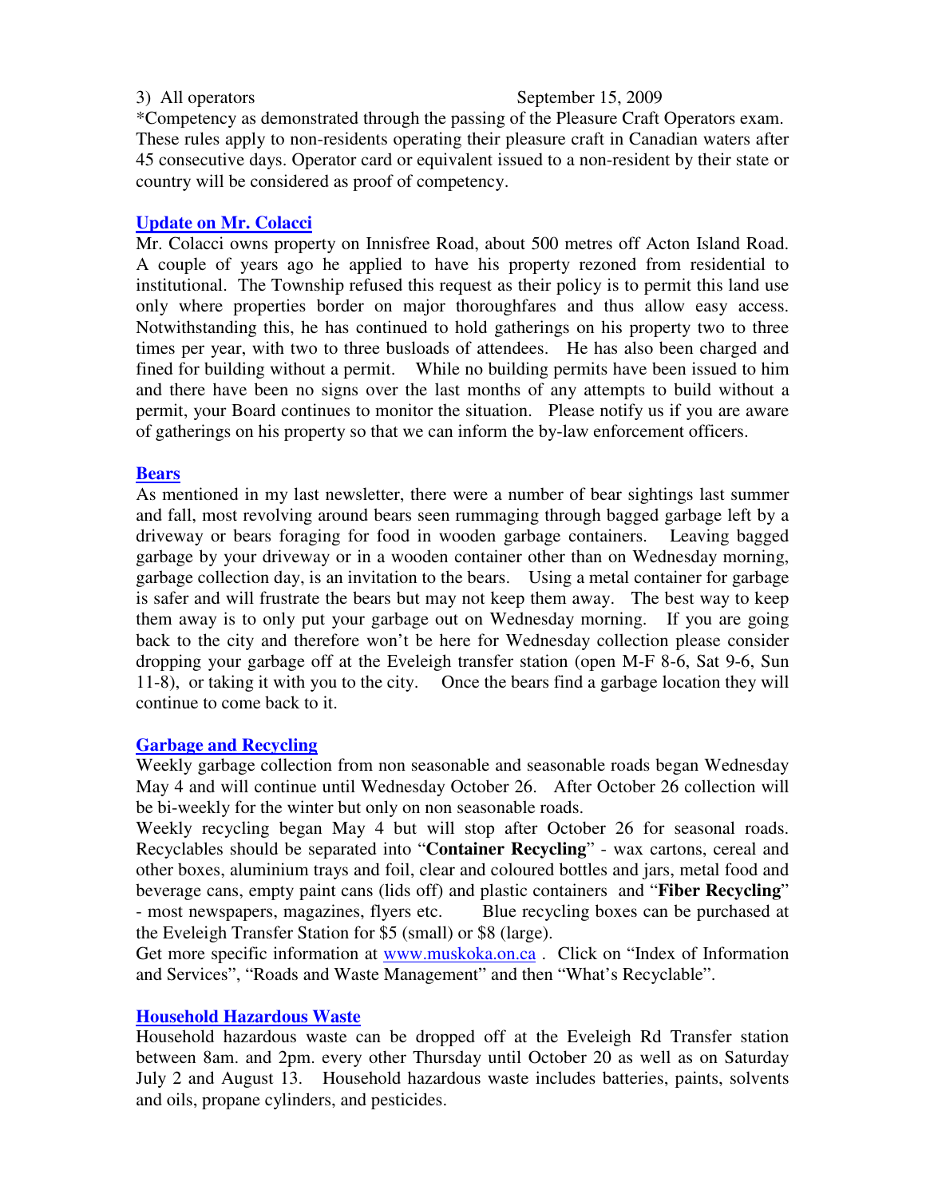3) All operators September 15, 2009

*Competency as demonstrated through the passing of the Pleasure Craft Operators exam. These rules apply to non-residents operating their pleasure craft in Canadian waters after 45 consecutive days. Operator card or equivalent issued to a non-resident by their state or country will be considered as proof of competency.

## Update on Mr. Colacci

Mr. Colacci owns property on Innisfree Road, about 500 metres off Acton Island Road. A couple of years ago he applied to have his property rezoned from residential to institutional. The Township refused this request as their policy is to permit this land use only where properties border on major thoroughfares and thus allow easy access. Notwithstanding this, he has continued to hold gatherings on his property two to three times per year, with two to three busloads of attendees. He has also been charged and fined for building without a permit. While no building permits have been issued to him and there have been no signs over the last months of any attempts to build without a permit, your Board continues to monitor the situation. Please notify us if you are aware of gatherings on his property so that we can inform the by-law enforcement officers.

## Bears

As mentioned in my last newsletter, there were a number of bear sightings last summer and fall, most revolving around bears seen rummaging through bagged garbage left by a driveway or bears foraging for food in wooden garbage containers. Leaving bagged garbage by your driveway or in a wooden container other than on Wednesday morning, garbage collection day, is an invitation to the bears. Using a metal container for garbage is safer and will frustrate the bears but may not keep them away. The best way to keep them away is to only put your garbage out on Wednesday morning. If you are going back to the city and therefore won't be here for Wednesday collection please consider dropping your garbage off at the Eveleigh transfer station (open M-F 8-6, Sat 9-6, Sun 11-8), or taking it with you to the city. Once the bears find a garbage location they will continue to come back to it.

## Garbage and Recycling

Weekly garbage collection from non seasonable and seasonable roads began Wednesday May 4 and will continue until Wednesday October 26. After October 26 collection will be bi-weekly for the winter but only on non seasonable roads.

Weekly recycling began May 4 but will stop after October 26 for seasonal roads. Recyclables should be separated into "**Container Recycling**" - wax cartons, cereal and other boxes, aluminium trays and foil, clear and coloured bottles and jars, metal food and beverage cans, empty paint cans (lids off) and plastic containers and "**Fiber Recycling**" - most newspapers, magazines, flyers etc. Blue recycling boxes can be purchased at the Eveleigh Transfer Station for $5 (small) or $8 (large).

Get more specific information at www.muskoka.on.ca . Click on "Index of Information and Services", "Roads and Waste Management" and then "What's Recyclable".

## Household Hazardous Waste

Household hazardous waste can be dropped off at the Eveleigh Rd Transfer station between 8am. and 2pm. every other Thursday until October 20 as well as on Saturday July 2 and August 13. Household hazardous waste includes batteries, paints, solvents and oils, propane cylinders, and pesticides.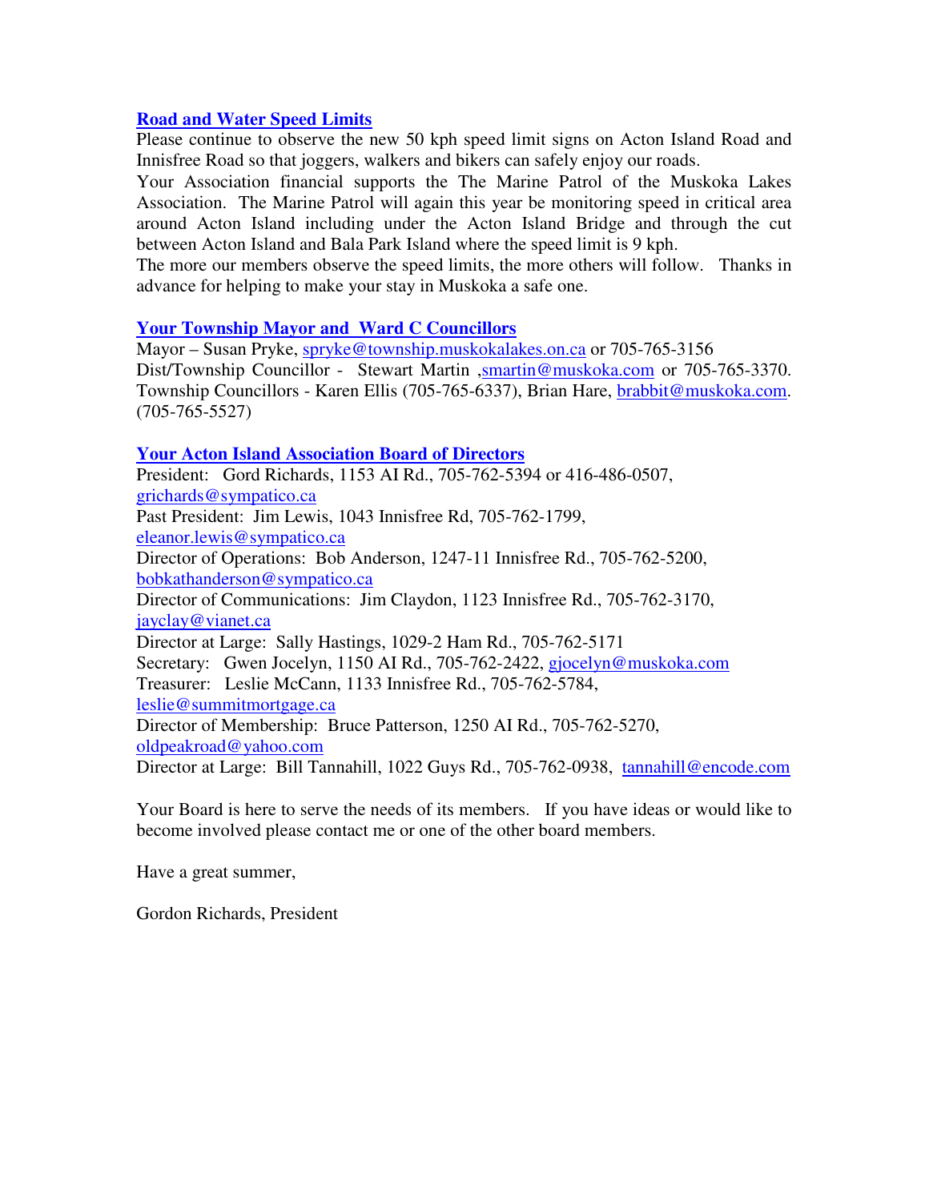## Road and Water Speed Limits

Please continue to observe the new 50 kph speed limit signs on Acton Island Road and Innisfree Road so that joggers, walkers and bikers can safely enjoy our roads.
Your Association financial supports the The Marine Patrol of the Muskoka Lakes Association. The Marine Patrol will again this year be monitoring speed in critical area around Acton Island including under the Acton Island Bridge and through the cut between Acton Island and Bala Park Island where the speed limit is 9 kph.
The more our members observe the speed limits, the more others will follow. Thanks in advance for helping to make your stay in Muskoka a safe one.

## Your Township Mayor and Ward C Councillors

Mayor – Susan Pryke, spryke@township.muskokalakes.on.ca or 705-765-3156
Dist/Township Councillor - Stewart Martin ,smartin@muskoka.com or 705-765-3370.
Township Councillors - Karen Ellis (705-765-6337), Brian Hare, brabbit@muskoka.com. (705-765-5527)

## Your Acton Island Association Board of Directors

President: Gord Richards, 1153 AI Rd., 705-762-5394 or 416-486-0507, grichards@sympatico.ca
Past President: Jim Lewis, 1043 Innisfree Rd, 705-762-1799, eleanor.lewis@sympatico.ca
Director of Operations: Bob Anderson, 1247-11 Innisfree Rd., 705-762-5200, bobkathanderson@sympatico.ca
Director of Communications: Jim Claydon, 1123 Innisfree Rd., 705-762-3170, jayclay@vianet.ca
Director at Large: Sally Hastings, 1029-2 Ham Rd., 705-762-5171
Secretary: Gwen Jocelyn, 1150 AI Rd., 705-762-2422, gjocelyn@muskoka.com
Treasurer: Leslie McCann, 1133 Innisfree Rd., 705-762-5784, leslie@summitmortgage.ca
Director of Membership: Bruce Patterson, 1250 AI Rd., 705-762-5270, oldpeakroad@yahoo.com
Director at Large: Bill Tannahill, 1022 Guys Rd., 705-762-0938, tannahill@encode.com

Your Board is here to serve the needs of its members. If you have ideas or would like to become involved please contact me or one of the other board members.

Have a great summer,

Gordon Richards, President